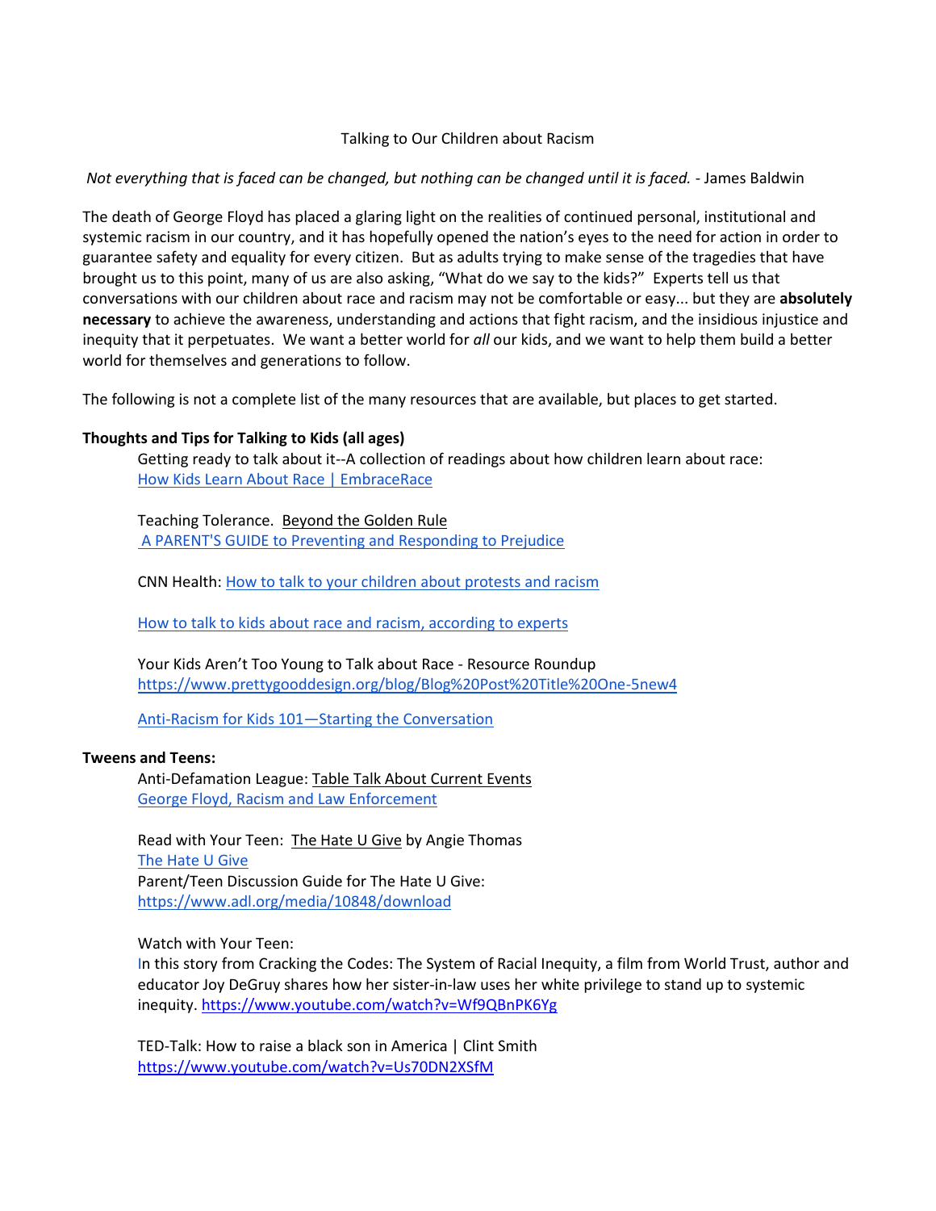# Talking to Our Children about Racism

*Not everything that is faced can be changed, but nothing can be changed until it is faced.* - James Baldwin

The death of George Floyd has placed a glaring light on the realities of continued personal, institutional and systemic racism in our country, and it has hopefully opened the nation's eyes to the need for action in order to guarantee safety and equality for every citizen. But as adults trying to make sense of the tragedies that have brought us to this point, many of us are also asking, "What do we say to the kids?" Experts tell us that conversations with our children about race and racism may not be comfortable or easy... but they are **absolutely necessary** to achieve the awareness, understanding and actions that fight racism, and the insidious injustice and inequity that it perpetuates. We want a better world for *all* our kids, and we want to help them build a better world for themselves and generations to follow.

The following is not a complete list of the many resources that are available, but places to get started.

**Thoughts and Tips for Talking to Kids (all ages)**

Getting ready to talk about it--A collection of readings about how children learn about race:
How Kids Learn About Race | EmbraceRace

Teaching Tolerance. Beyond the Golden Rule
A PARENT'S GUIDE to Preventing and Responding to Prejudice

CNN Health: How to talk to your children about protests and racism

How to talk to kids about race and racism, according to experts

Your Kids Aren't Too Young to Talk about Race - Resource Roundup
https://www.prettygooddesign.org/blog/Blog%20Post%20Title%20One-5new4

Anti-Racism for Kids 101—Starting the Conversation

**Tweens and Teens:**

Anti-Defamation League: Table Talk About Current Events
George Floyd, Racism and Law Enforcement

Read with Your Teen: The Hate U Give by Angie Thomas
The Hate U Give
Parent/Teen Discussion Guide for The Hate U Give:
https://www.adl.org/media/10848/download

Watch with Your Teen:
In this story from Cracking the Codes: The System of Racial Inequity, a film from World Trust, author and educator Joy DeGruy shares how her sister-in-law uses her white privilege to stand up to systemic inequity. https://www.youtube.com/watch?v=Wf9QBnPK6Yg

TED-Talk: How to raise a black son in America | Clint Smith
https://www.youtube.com/watch?v=Us70DN2XSfM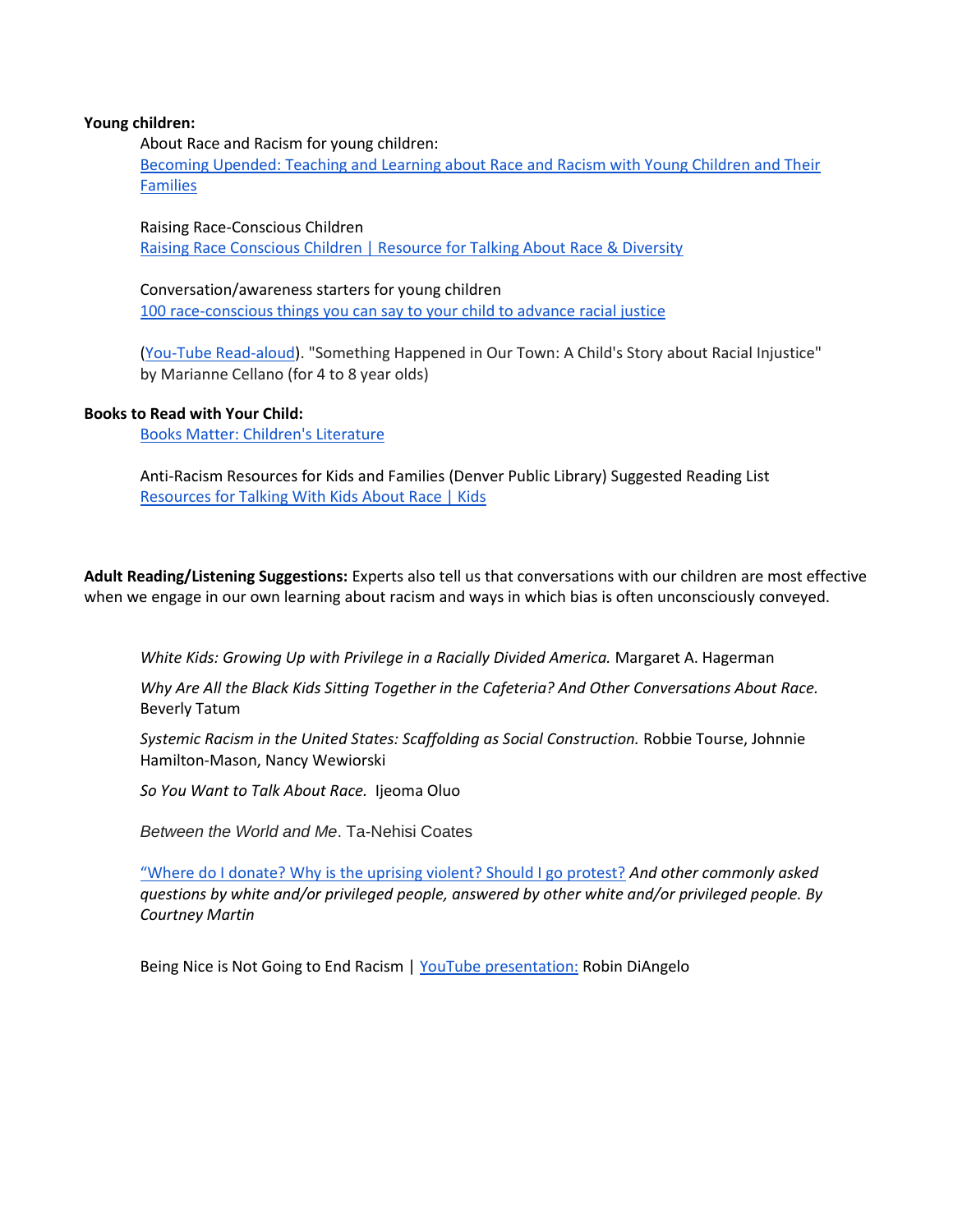**Young children:**

About Race and Racism for young children:
Becoming Upended: Teaching and Learning about Race and Racism with Young Children and Their Families

Raising Race-Conscious Children
Raising Race Conscious Children | Resource for Talking About Race & Diversity

Conversation/awareness starters for young children
100 race-conscious things you can say to your child to advance racial justice

(You-Tube Read-aloud). "Something Happened in Our Town: A Child's Story about Racial Injustice" by Marianne Cellano (for 4 to 8 year olds)

**Books to Read with Your Child:**

Books Matter: Children's Literature

Anti-Racism Resources for Kids and Families (Denver Public Library) Suggested Reading List
Resources for Talking With Kids About Race | Kids

**Adult Reading/Listening Suggestions:** Experts also tell us that conversations with our children are most effective when we engage in our own learning about racism and ways in which bias is often unconsciously conveyed.

*White Kids: Growing Up with Privilege in a Racially Divided America.* Margaret A. Hagerman

*Why Are All the Black Kids Sitting Together in the Cafeteria? And Other Conversations About Race.* Beverly Tatum

*Systemic Racism in the United States: Scaffolding as Social Construction.* Robbie Tourse, Johnnie Hamilton-Mason, Nancy Wewiorski

*So You Want to Talk About Race.* Ijeoma Oluo

*Between the World and Me*. Ta-Nehisi Coates

"Where do I donate? Why is the uprising violent? Should I go protest?" *And other commonly asked questions by white and/or privileged people, answered by other white and/or privileged people. By Courtney Martin*

Being Nice is Not Going to End Racism | YouTube presentation: Robin DiAngelo